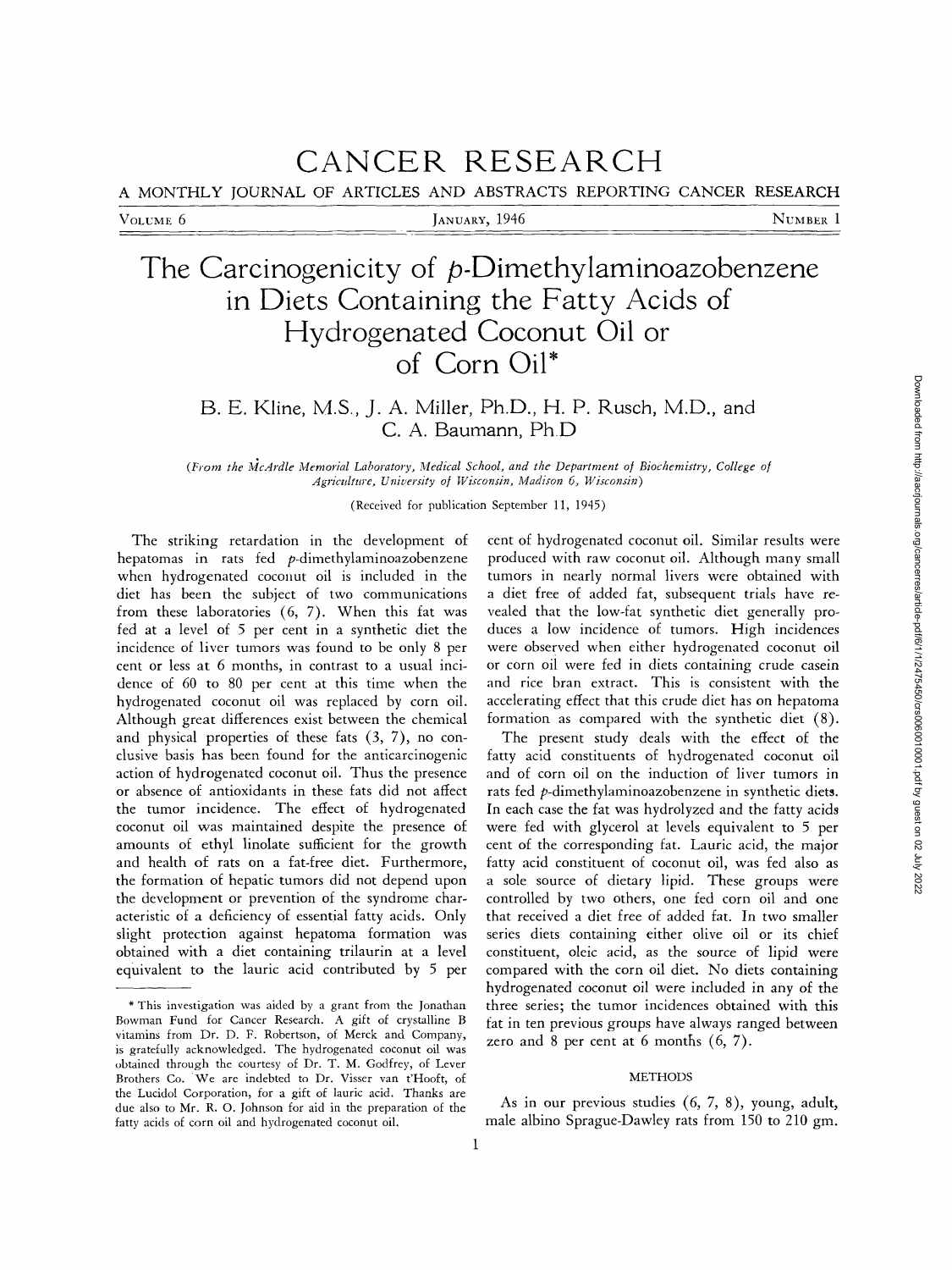# The Carcinogenicity of *p*-Dimethylaminoazobenzene in Diets Containing the Fatty Acids of Hydrogenated Coconut Oil or of Corn Oil*

B. E. Kline, M.S., J. A. Miller, Ph.D., H. P. Rusch, M.D., and C. A. Baumann, Ph.D

*(From the McArdle Memorial Laboratory, Medical School, and the Department of Biochemistry, College of Agriculture, University of Wisconsin, Madison 6, Wisconsin)*

(Received for publication September 11, 1945)

The striking retardation in the development of hepatomas in rats fed *p*-dimethylaminoazobenzene when hydrogenated coconut oil is included in the diet has been the subject of two communications from these laboratories (6, 7). When this fat was fed at a level of 5 per cent in a synthetic diet the incidence of liver tumors was found to be only 8 per cent or less at 6 months, in contrast to a usual incidence of 60 to 80 per cent at this time when the hydrogenated coconut oil was replaced by corn oil. Although great differences exist between the chemical and physical properties of these fats (3, 7), no conclusive basis has been found for the anticarcinogenic action of hydrogenated coconut oil. Thus the presence or absence of antioxidants in these fats did not affect the tumor incidence. The effect of hydrogenated coconut oil was maintained despite the presence of amounts of ethyl linolate sufficient for the growth and health of rats on a fat-free diet. Furthermore, the formation of hepatic tumors did not depend upon the development or prevention of the syndrome characteristic of a deficiency of essential fatty acids. Only slight protection against hepatoma formation was obtained with a diet containing trilaurin at a level equivalent to the lauric acid contributed by 5 per cent of hydrogenated coconut oil. Similar results were produced with raw coconut oil. Although many small tumors in nearly normal livers were obtained with a diet free of added fat, subsequent trials have revealed that the low-fat synthetic diet generally produces a low incidence of tumors. High incidences were observed when either hydrogenated coconut oil or corn oil were fed in diets containing crude casein and rice bran extract. This is consistent with the accelerating effect that this crude diet has on hepatoma formation as compared with the synthetic diet (8).

The present study deals with the effect of the fatty acid constituents of hydrogenated coconut oil and of corn oil on the induction of liver tumors in rats fed *p*-dimethylaminoazobenzene in synthetic diets. In each case the fat was hydrolyzed and the fatty acids were fed with glycerol at levels equivalent to 5 per cent of the corresponding fat. Lauric acid, the major fatty acid constituent of coconut oil, was fed also as a sole source of dietary lipid. These groups were controlled by two others, one fed corn oil and one that received a diet free of added fat. In two smaller series diets containing either olive oil or its chief constituent, oleic acid, as the source of lipid were compared with the corn oil diet. No diets containing hydrogenated coconut oil were included in any of the three series; the tumor incidences obtained with this fat in ten previous groups have always ranged between zero and 8 per cent at 6 months (6, 7).

## METHODS

As in our previous studies (6, 7, 8), young, adult, male albino Sprague-Dawley rats from 150 to 210 gm.

---

* This investigation was aided by a grant from the Jonathan Bowman Fund for Cancer Research. A gift of crystalline B vitamins from Dr. D. F. Robertson, of Merck and Company, is gratefully acknowledged. The hydrogenated coconut oil was obtained through the courtesy of Dr. T. M. Godfrey, of Lever Brothers Co. We are indebted to Dr. Visser van t'Hooft, of the Lucidol Corporation, for a gift of lauric acid. Thanks are due also to Mr. R. O. Johnson for aid in the preparation of the fatty acids of corn oil and hydrogenated coconut oil.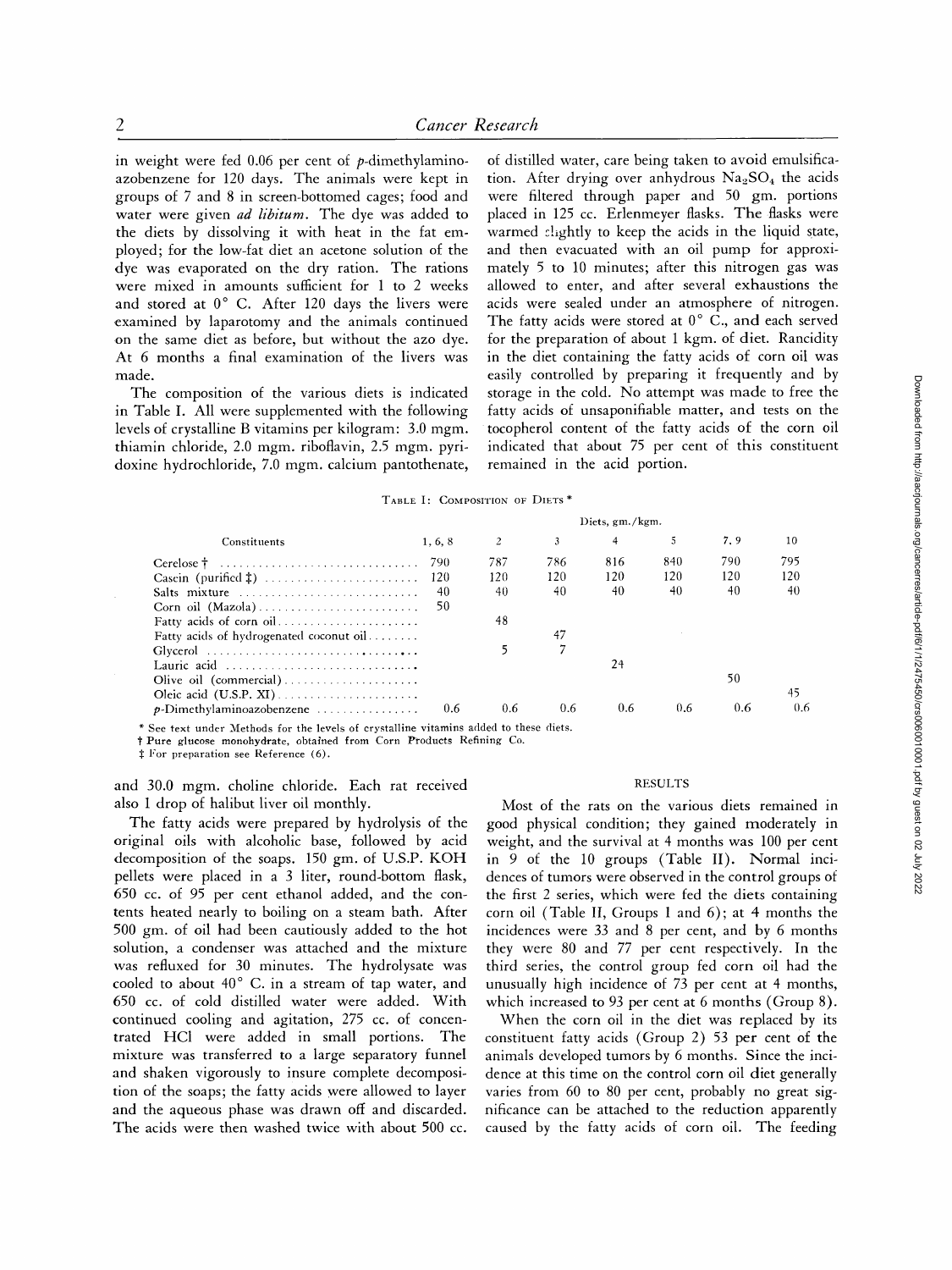in weight were fed 0.06 per cent of *p*-dimethylaminoazobenzene for 120 days. The animals were kept in groups of 7 and 8 in screen-bottomed cages; food and water were given *ad libitum*. The dye was added to the diets by dissolving it with heat in the fat employed; for the low-fat diet an acetone solution of the dye was evaporated on the dry ration. The rations were mixed in amounts sufficient for 1 to 2 weeks and stored at 0° C. After 120 days the livers were examined by laparotomy and the animals continued on the same diet as before, but without the azo dye. At 6 months a final examination of the livers was made.

The composition of the various diets is indicated in Table I. All were supplemented with the following levels of crystalline B vitamins per kilogram: 3.0 mgm. thiamin chloride, 2.0 mgm. riboflavin, 2.5 mgm. pyridoxine hydrochloride, 7.0 mgm. calcium pantothenate, and 30.0 mgm. choline chloride. Each rat received also 1 drop of halibut liver oil monthly.

The fatty acids were prepared by hydrolysis of the original oils with alcoholic base, followed by acid decomposition of the soaps. 150 gm. of U.S.P. KOH pellets were placed in a 3 liter, round-bottom flask, 650 cc. of 95 per cent ethanol added, and the contents heated nearly to boiling on a steam bath. After 500 gm. of oil had been cautiously added to the hot solution, a condenser was attached and the mixture was refluxed for 30 minutes. The hydrolysate was cooled to about 40° C. in a stream of tap water, and 650 cc. of cold distilled water were added. With continued cooling and agitation, 275 cc. of concentrated HCl were added in small portions. The mixture was transferred to a large separatory funnel and shaken vigorously to insure complete decomposition of the soaps; the fatty acids were allowed to layer and the aqueous phase was drawn off and discarded. The acids were then washed twice with about 500 cc. of distilled water, care being taken to avoid emulsification. After drying over anhydrous $Na_2SO_4$ the acids were filtered through paper and 50 gm. portions placed in 125 cc. Erlenmeyer flasks. The flasks were warmed slightly to keep the acids in the liquid state, and then evacuated with an oil pump for approximately 5 to 10 minutes; after this nitrogen gas was allowed to enter, and after several exhaustions the acids were sealed under an atmosphere of nitrogen. The fatty acids were stored at 0° C., and each served for the preparation of about 1 kgm. of diet. Rancidity in the diet containing the fatty acids of corn oil was easily controlled by preparing it frequently and by storage in the cold. No attempt was made to free the fatty acids of unsaponifiable matter, and tests on the tocopherol content of the fatty acids of the corn oil indicated that about 75 per cent of this constituent remained in the acid portion.

TABLE I: COMPOSITION OF DIETS *

| Constituents | Diets, gm./kgm. 1, 6, 8 | 2 | 3 | 4 | 5 | 7, 9 | 10 |
|---|---|---|---|---|---|---|---|
| Cerelose † | 790 | 787 | 786 | 816 | 840 | 790 | 795 |
| Casein (purified ‡) | 120 | 120 | 120 | 120 | 120 | 120 | 120 |
| Salts mixture | 40 | 40 | 40 | 40 | 40 | 40 | 40 |
| Corn oil (Mazola) | 50 | | | | | | |
| Fatty acids of corn oil | | 48 | | | | | |
| Fatty acids of hydrogenated coconut oil | | | 47 | | | | |
| Glycerol | | 5 | 7 | | | | |
| Lauric acid | | | | 24 | | | |
| Olive oil (commercial) | | | | | | 50 | |
| Oleic acid (U.S.P. XI) | | | | | | | 45 |
| *p*-Dimethylaminoazobenzene | 0.6 | 0.6 | 0.6 | 0.6 | 0.6 | 0.6 | 0.6 |

\* See text under Methods for the levels of crystalline vitamins added to these diets.
† Pure glucose monohydrate, obtained from Corn Products Refining Co.
‡ For preparation see Reference (6).

## RESULTS

Most of the rats on the various diets remained in good physical condition; they gained moderately in weight, and the survival at 4 months was 100 per cent in 9 of the 10 groups (Table II). Normal incidences of tumors were observed in the control groups of the first 2 series, which were fed the diets containing corn oil (Table II, Groups 1 and 6); at 4 months the incidences were 33 and 8 per cent, and by 6 months they were 80 and 77 per cent respectively. In the third series, the control group fed corn oil had the unusually high incidence of 73 per cent at 4 months, which increased to 93 per cent at 6 months (Group 8).

When the corn oil in the diet was replaced by its constituent fatty acids (Group 2) 53 per cent of the animals developed tumors by 6 months. Since the incidence at this time on the control corn oil diet generally varies from 60 to 80 per cent, probably no great significance can be attached to the reduction apparently caused by the fatty acids of corn oil. The feeding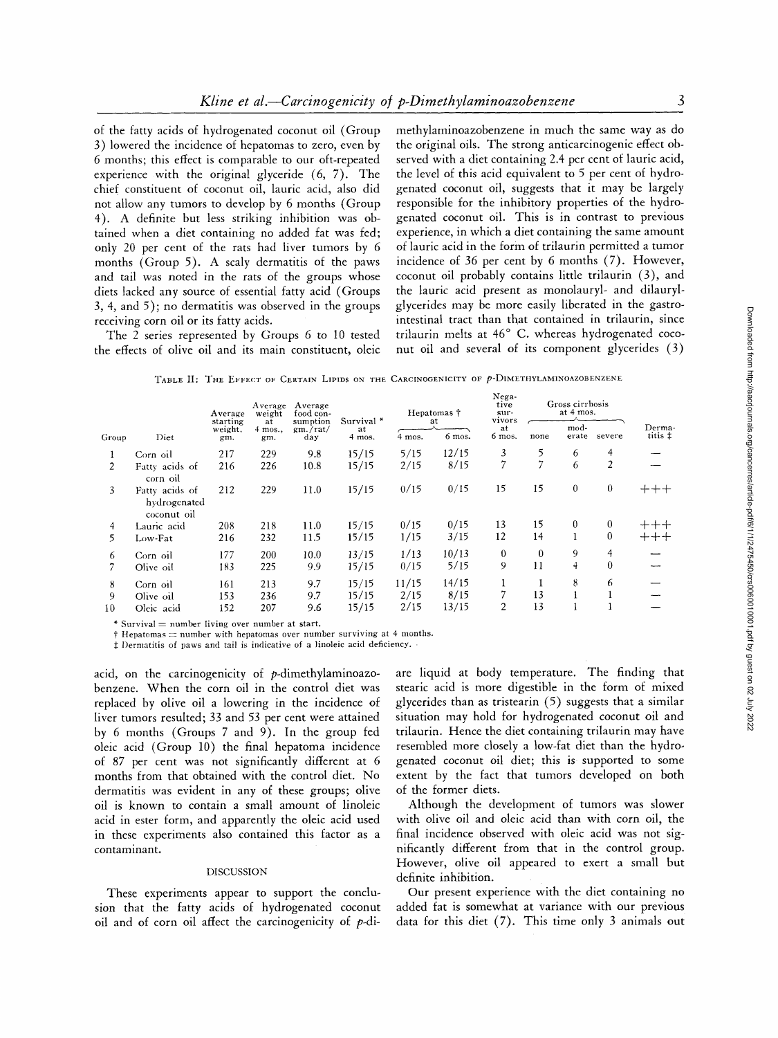of the fatty acids of hydrogenated coconut oil (Group 3) lowered the incidence of hepatomas to zero, even by 6 months; this effect is comparable to our oft-repeated experience with the original glyceride (6, 7). The chief constituent of coconut oil, lauric acid, also did not allow any tumors to develop by 6 months (Group 4). A definite but less striking inhibition was obtained when a diet containing no added fat was fed; only 20 per cent of the rats had liver tumors by 6 months (Group 5). A scaly dermatitis of the paws and tail was noted in the rats of the groups whose diets lacked any source of essential fatty acid (Groups 3, 4, and 5); no dermatitis was observed in the groups receiving corn oil or its fatty acids.

The 2 series represented by Groups 6 to 10 tested the effects of olive oil and its main constituent, oleic acid, on the carcinogenicity of *p*-dimethylaminoazobenzene. When the corn oil in the control diet was replaced by olive oil a lowering in the incidence of liver tumors resulted; 33 and 53 per cent were attained by 6 months (Groups 7 and 9). In the group fed oleic acid (Group 10) the final hepatoma incidence of 87 per cent was not significantly different at 6 months from that obtained with the control diet. No dermatitis was evident in any of these groups; olive oil is known to contain a small amount of linoleic acid in ester form, and apparently the oleic acid used in these experiments also contained this factor as a contaminant.

TABLE II: THE EFFECT OF CERTAIN LIPIDS ON THE CARCINOGENICITY OF *p*-DIMETHYLAMINOAZOBENZENE

| Group | Diet | Average starting weight, gm. | Average weight at 4 mos., gm. | Average food consumption gm./rat/day | Survival * at 4 mos. | Hepatomas † at 4 mos. | Hepatomas † at 6 mos. | Negative survivors at 6 mos. | Gross cirrhosis at 4 mos. none | Gross cirrhosis at 4 mos. moderate | Gross cirrhosis at 4 mos. severe | Dermatitis ‡ |
|---|---|---|---|---|---|---|---|---|---|---|---|---|
| 1 | Corn oil | 217 | 229 | 9.8 | 15/15 | 5/15 | 12/15 | 3 | 5 | 6 | 4 | — |
| 2 | Fatty acids of corn oil | 216 | 226 | 10.8 | 15/15 | 2/15 | 8/15 | 7 | 7 | 6 | 2 | — |
| 3 | Fatty acids of hydrogenated coconut oil | 212 | 229 | 11.0 | 15/15 | 0/15 | 0/15 | 15 | 15 | 0 | 0 | +++ |
| 4 | Lauric acid | 208 | 218 | 11.0 | 15/15 | 0/15 | 0/15 | 13 | 15 | 0 | 0 | +++ |
| 5 | Low-Fat | 216 | 232 | 11.5 | 15/15 | 1/15 | 3/15 | 12 | 14 | 1 | 0 | +++ |
| 6 | Corn oil | 177 | 200 | 10.0 | 13/15 | 1/13 | 10/13 | 0 | 0 | 9 | 4 | — |
| 7 | Olive oil | 183 | 225 | 9.9 | 15/15 | 0/15 | 5/15 | 9 | 11 | 4 | 0 | — |
| 8 | Corn oil | 161 | 213 | 9.7 | 15/15 | 11/15 | 14/15 | 1 | 1 | 8 | 6 | — |
| 9 | Olive oil | 153 | 236 | 9.7 | 15/15 | 2/15 | 8/15 | 7 | 13 | 1 | 1 | — |
| 10 | Oleic acid | 152 | 207 | 9.6 | 15/15 | 2/15 | 13/15 | 2 | 13 | 1 | 1 | — |

\* Survival = number living over number at start.
† Hepatomas = number with hepatomas over number surviving at 4 months.
‡ Dermatitis of paws and tail is indicative of a linoleic acid deficiency.

## DISCUSSION

These experiments appear to support the conclusion that the fatty acids of hydrogenated coconut oil and of corn oil affect the carcinogenicity of *p*-dimethylaminoazobenzene in much the same way as do the original oils. The strong anticarcinogenic effect observed with a diet containing 2.4 per cent of lauric acid, the level of this acid equivalent to 5 per cent of hydrogenated coconut oil, suggests that it may be largely responsible for the inhibitory properties of the hydrogenated coconut oil. This is in contrast to previous experience, in which a diet containing the same amount of lauric acid in the form of trilaurin permitted a tumor incidence of 36 per cent by 6 months (7). However, coconut oil probably contains little trilaurin (3), and the lauric acid present as monolauryl- and dilauryl-glycerides may be more easily liberated in the gastrointestinal tract than that contained in trilaurin, since trilaurin melts at 46° C. whereas hydrogenated coconut oil and several of its component glycerides (3) are liquid at body temperature. The finding that stearic acid is more digestible in the form of mixed glycerides than as tristearin (5) suggests that a similar situation may hold for hydrogenated coconut oil and trilaurin. Hence the diet containing trilaurin may have resembled more closely a low-fat diet than the hydrogenated coconut oil diet; this is supported to some extent by the fact that tumors developed on both of the former diets.

Although the development of tumors was slower with olive oil and oleic acid than with corn oil, the final incidence observed with oleic acid was not significantly different from that in the control group. However, olive oil appeared to exert a small but definite inhibition.

Our present experience with the diet containing no added fat is somewhat at variance with our previous data for this diet (7). This time only 3 animals out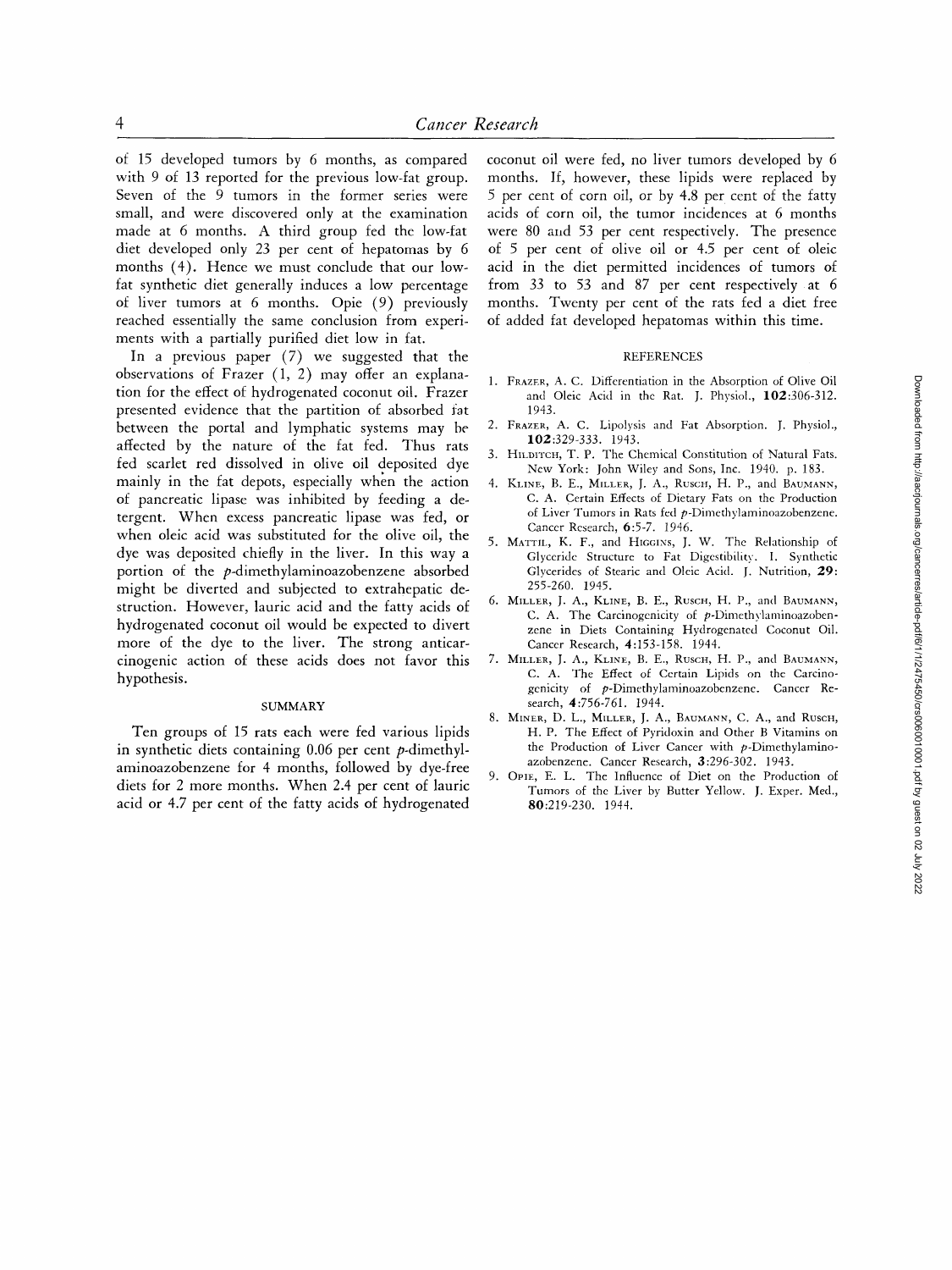of 15 developed tumors by 6 months, as compared with 9 of 13 reported for the previous low-fat group. Seven of the 9 tumors in the former series were small, and were discovered only at the examination made at 6 months. A third group fed the low-fat diet developed only 23 per cent of hepatomas by 6 months (4). Hence we must conclude that our low-fat synthetic diet generally induces a low percentage of liver tumors at 6 months. Opie (9) previously reached essentially the same conclusion from experiments with a partially purified diet low in fat.

In a previous paper (7) we suggested that the observations of Frazer (1, 2) may offer an explanation for the effect of hydrogenated coconut oil. Frazer presented evidence that the partition of absorbed fat between the portal and lymphatic systems may be affected by the nature of the fat fed. Thus rats fed scarlet red dissolved in olive oil deposited dye mainly in the fat depots, especially when the action of pancreatic lipase was inhibited by feeding a detergent. When excess pancreatic lipase was fed, or when oleic acid was substituted for the olive oil, the dye was deposited chiefly in the liver. In this way a portion of the *p*-dimethylaminoazobenzene absorbed might be diverted and subjected to extrahepatic destruction. However, lauric acid and the fatty acids of hydrogenated coconut oil would be expected to divert more of the dye to the liver. The strong anticarcinogenic action of these acids does not favor this hypothesis.

## SUMMARY

Ten groups of 15 rats each were fed various lipids in synthetic diets containing 0.06 per cent *p*-dimethylaminoazobenzene for 4 months, followed by dye-free diets for 2 more months. When 2.4 per cent of lauric acid or 4.7 per cent of the fatty acids of hydrogenated coconut oil were fed, no liver tumors developed by 6 months. If, however, these lipids were replaced by 5 per cent of corn oil, or by 4.8 per cent of the fatty acids of corn oil, the tumor incidences at 6 months were 80 and 53 per cent respectively. The presence of 5 per cent of olive oil or 4.5 per cent of oleic acid in the diet permitted incidences of tumors of from 33 to 53 and 87 per cent respectively at 6 months. Twenty per cent of the rats fed a diet free of added fat developed hepatomas within this time.

## REFERENCES

1. Frazer, A. C. Differentiation in the Absorption of Olive Oil and Oleic Acid in the Rat. J. Physiol., **102**:306-312. 1943.
2. Frazer, A. C. Lipolysis and Fat Absorption. J. Physiol., **102**:329-333. 1943.
3. Hilditch, T. P. The Chemical Constitution of Natural Fats. New York: John Wiley and Sons, Inc. 1940. p. 183.
4. Kline, B. E., Miller, J. A., Rusch, H. P., and Baumann, C. A. Certain Effects of Dietary Fats on the Production of Liver Tumors in Rats fed *p*-Dimethylaminoazobenzene. Cancer Research, **6**:5-7. 1946.
5. Mattil, K. F., and Higgins, J. W. The Relationship of Glyceride Structure to Fat Digestibility. I. Synthetic Glycerides of Stearic and Oleic Acid. J. Nutrition, **29**: 255-260. 1945.
6. Miller, J. A., Kline, B. E., Rusch, H. P., and Baumann, C. A. The Carcinogenicity of *p*-Dimethylaminoazobenzene in Diets Containing Hydrogenated Coconut Oil. Cancer Research, **4**:153-158. 1944.
7. Miller, J. A., Kline, B. E., Rusch, H. P., and Baumann, C. A. The Effect of Certain Lipids on the Carcinogenicity of *p*-Dimethylaminoazobenzene. Cancer Research, **4**:756-761. 1944.
8. Miner, D. L., Miller, J. A., Baumann, C. A., and Rusch, H. P. The Effect of Pyridoxin and Other B Vitamins on the Production of Liver Cancer with *p*-Dimethylaminoazobenzene. Cancer Research, **3**:296-302. 1943.
9. Opie, E. L. The Influence of Diet on the Production of Tumors of the Liver by Butter Yellow. J. Exper. Med., **80**:219-230. 1944.